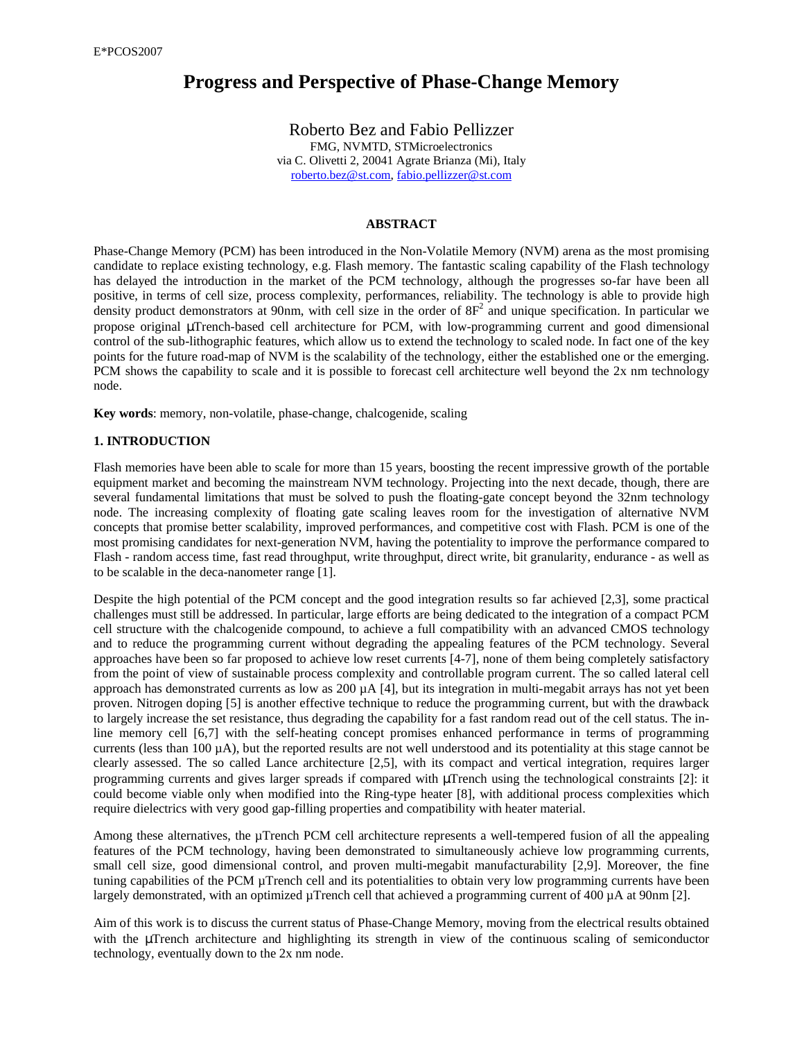# Progress and Perspective of Phase-Change Memory

Roberto Bez and Fabio Pellizzer
FMG, NVMTD, STMicroelectronics
via C. Olivetti 2, 20041 Agrate Brianza (Mi), Italy
roberto.bez@st.com, fabio.pellizzer@st.com

## ABSTRACT

Phase-Change Memory (PCM) has been introduced in the Non-Volatile Memory (NVM) arena as the most promising candidate to replace existing technology, e.g. Flash memory. The fantastic scaling capability of the Flash technology has delayed the introduction in the market of the PCM technology, although the progresses so-far have been all positive, in terms of cell size, process complexity, performances, reliability. The technology is able to provide high density product demonstrators at 90nm, with cell size in the order of $8F^2$ and unique specification. In particular we propose original μTrench-based cell architecture for PCM, with low-programming current and good dimensional control of the sub-lithographic features, which allow us to extend the technology to scaled node. In fact one of the key points for the future road-map of NVM is the scalability of the technology, either the established one or the emerging. PCM shows the capability to scale and it is possible to forecast cell architecture well beyond the 2x nm technology node.

**Key words**: memory, non-volatile, phase-change, chalcogenide, scaling

## 1. INTRODUCTION

Flash memories have been able to scale for more than 15 years, boosting the recent impressive growth of the portable equipment market and becoming the mainstream NVM technology. Projecting into the next decade, though, there are several fundamental limitations that must be solved to push the floating-gate concept beyond the 32nm technology node. The increasing complexity of floating gate scaling leaves room for the investigation of alternative NVM concepts that promise better scalability, improved performances, and competitive cost with Flash. PCM is one of the most promising candidates for next-generation NVM, having the potentiality to improve the performance compared to Flash - random access time, fast read throughput, write throughput, direct write, bit granularity, endurance - as well as to be scalable in the deca-nanometer range [1].

Despite the high potential of the PCM concept and the good integration results so far achieved [2,3], some practical challenges must still be addressed. In particular, large efforts are being dedicated to the integration of a compact PCM cell structure with the chalcogenide compound, to achieve a full compatibility with an advanced CMOS technology and to reduce the programming current without degrading the appealing features of the PCM technology. Several approaches have been so far proposed to achieve low reset currents [4-7], none of them being completely satisfactory from the point of view of sustainable process complexity and controllable program current. The so called lateral cell approach has demonstrated currents as low as 200 µA [4], but its integration in multi-megabit arrays has not yet been proven. Nitrogen doping [5] is another effective technique to reduce the programming current, but with the drawback to largely increase the set resistance, thus degrading the capability for a fast random read out of the cell status. The in-line memory cell [6,7] with the self-heating concept promises enhanced performance in terms of programming currents (less than 100 µA), but the reported results are not well understood and its potentiality at this stage cannot be clearly assessed. The so called Lance architecture [2,5], with its compact and vertical integration, requires larger programming currents and gives larger spreads if compared with μTrench using the technological constraints [2]: it could become viable only when modified into the Ring-type heater [8], with additional process complexities which require dielectrics with very good gap-filling properties and compatibility with heater material.

Among these alternatives, the µTrench PCM cell architecture represents a well-tempered fusion of all the appealing features of the PCM technology, having been demonstrated to simultaneously achieve low programming currents, small cell size, good dimensional control, and proven multi-megabit manufacturability [2,9]. Moreover, the fine tuning capabilities of the PCM µTrench cell and its potentialities to obtain very low programming currents have been largely demonstrated, with an optimized µTrench cell that achieved a programming current of 400 µA at 90nm [2].

Aim of this work is to discuss the current status of Phase-Change Memory, moving from the electrical results obtained with the μTrench architecture and highlighting its strength in view of the continuous scaling of semiconductor technology, eventually down to the 2x nm node.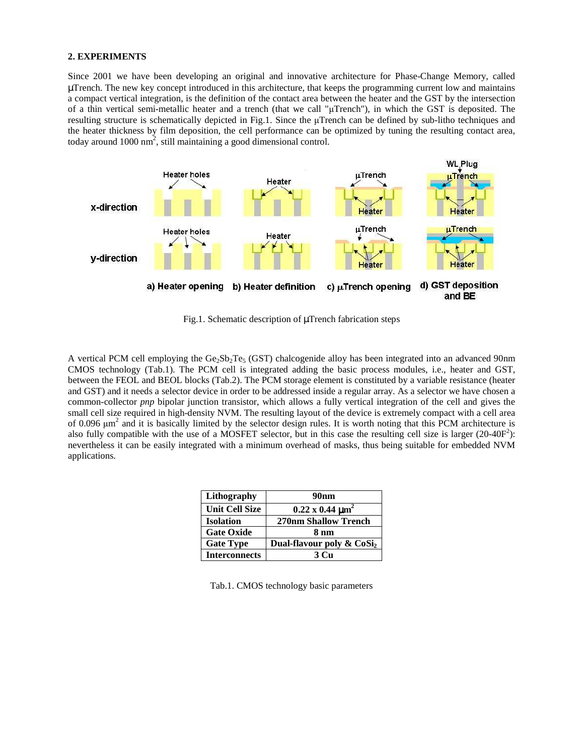## 2. EXPERIMENTS

Since 2001 we have been developing an original and innovative architecture for Phase-Change Memory, called μTrench. The new key concept introduced in this architecture, that keeps the programming current low and maintains a compact vertical integration, is the definition of the contact area between the heater and the GST by the intersection of a thin vertical semi-metallic heater and a trench (that we call "μTrench"), in which the GST is deposited. The resulting structure is schematically depicted in Fig.1. Since the μTrench can be defined by sub-litho techniques and the heater thickness by film deposition, the cell performance can be optimized by tuning the resulting contact area, today around 1000 $nm^2$, still maintaining a good dimensional control.

Fig.1. Schematic description of μTrench fabrication steps

A vertical PCM cell employing the $Ge_2Sb_2Te_5$ (GST) chalcogenide alloy has been integrated into an advanced 90nm CMOS technology (Tab.1). The PCM cell is integrated adding the basic process modules, i.e., heater and GST, between the FEOL and BEOL blocks (Tab.2). The PCM storage element is constituted by a variable resistance (heater and GST) and it needs a selector device in order to be addressed inside a regular array. As a selector we have chosen a common-collector *pnp* bipolar junction transistor, which allows a fully vertical integration of the cell and gives the small cell size required in high-density NVM. The resulting layout of the device is extremely compact with a cell area of 0.096 $\mu m^2$ and it is basically limited by the selector design rules. It is worth noting that this PCM architecture is also fully compatible with the use of a MOSFET selector, but in this case the resulting cell size is larger (20-40$F^2$): nevertheless it can be easily integrated with a minimum overhead of masks, thus being suitable for embedded NVM applications.

| **Lithography** | **90nm** |
|---|---|
| **Unit Cell Size** | **0.22 x 0.44 $\mu m^2$** |
| **Isolation** | **270nm Shallow Trench** |
| **Gate Oxide** | **8 nm** |
| **Gate Type** | **Dual-flavour poly & $CoSi_2$** |
| **Interconnects** | **3 Cu** |

Tab.1. CMOS technology basic parameters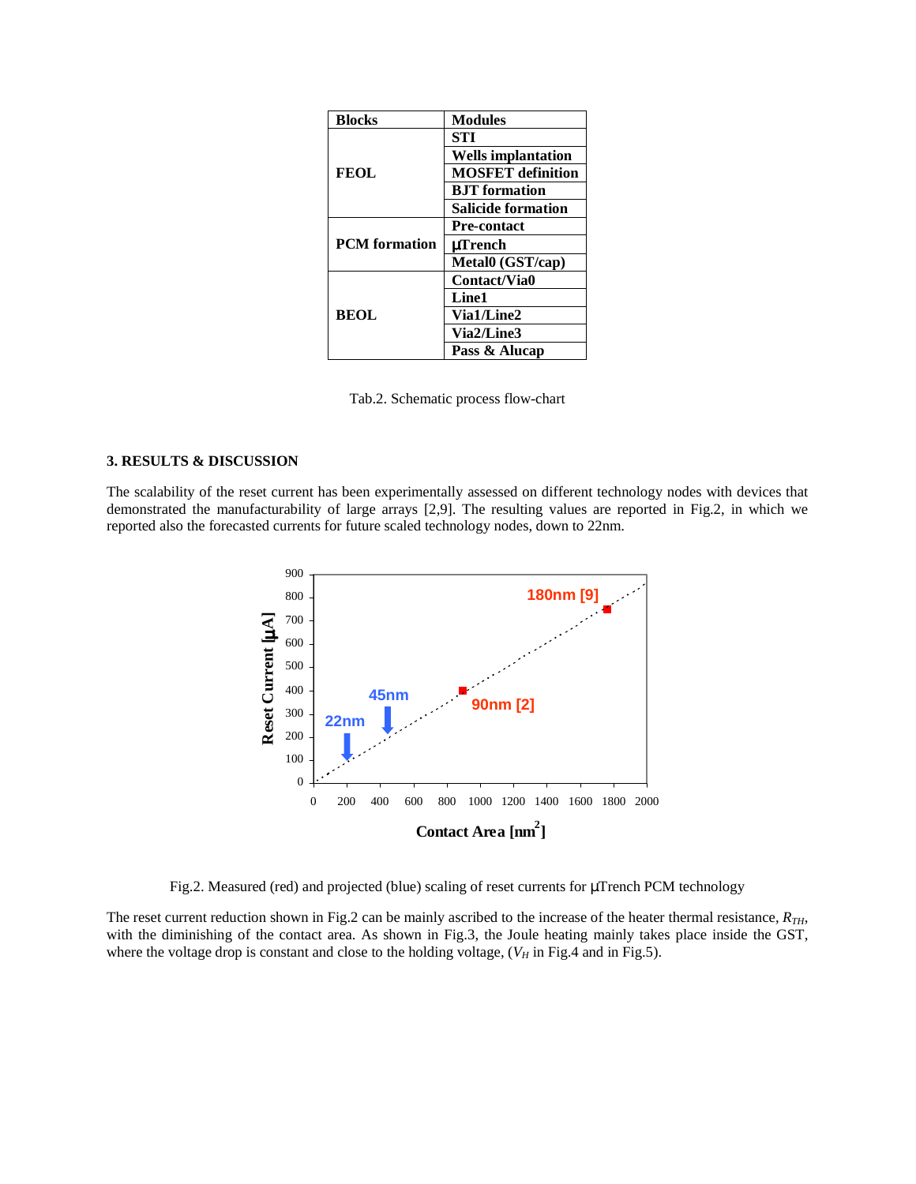| Blocks | Modules |
|---|---|
| FEOL | STI |
| | Wells implantation |
| | MOSFET definition |
| | BJT formation |
| | Salicide formation |
| PCM formation | Pre-contact |
| | μTrench |
| | Metal0 (GST/cap) |
| BEOL | Contact/Via0 |
| | Line1 |
| | Via1/Line2 |
| | Via2/Line3 |
| | Pass & Alucap |

Tab.2. Schematic process flow-chart

## 3. RESULTS & DISCUSSION

The scalability of the reset current has been experimentally assessed on different technology nodes with devices that demonstrated the manufacturability of large arrays [2,9]. The resulting values are reported in Fig.2, in which we reported also the forecasted currents for future scaled technology nodes, down to 22nm.

Fig.2. Measured (red) and projected (blue) scaling of reset currents for μTrench PCM technology

The reset current reduction shown in Fig.2 can be mainly ascribed to the increase of the heater thermal resistance, $R_{TH}$, with the diminishing of the contact area. As shown in Fig.3, the Joule heating mainly takes place inside the GST, where the voltage drop is constant and close to the holding voltage, ($V_H$ in Fig.4 and in Fig.5).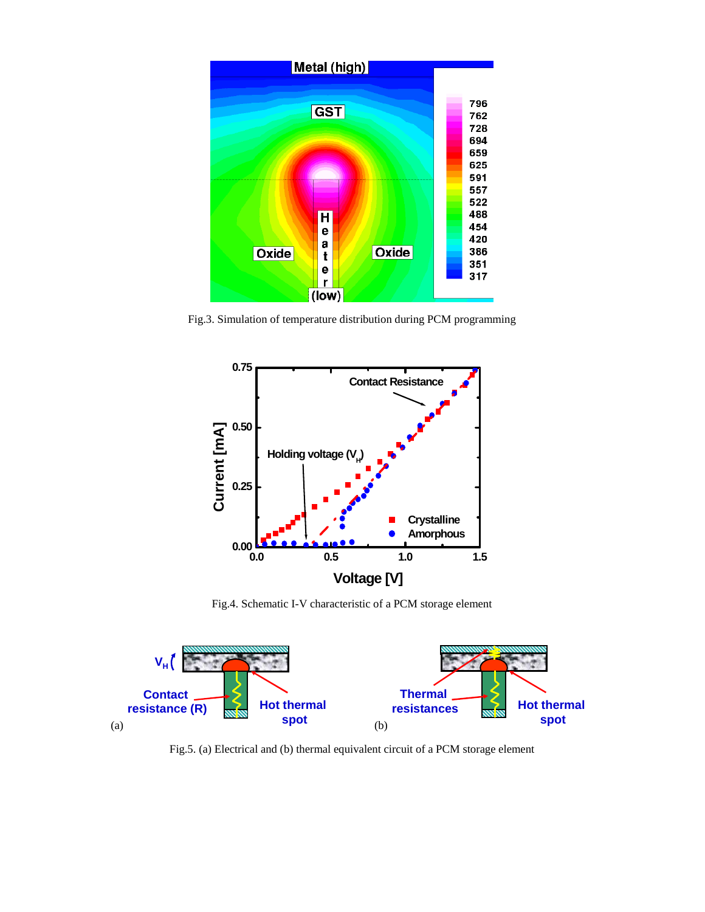Fig.3. Simulation of temperature distribution during PCM programming

Fig.4. Schematic I-V characteristic of a PCM storage element

Fig.5. (a) Electrical and (b) thermal equivalent circuit of a PCM storage element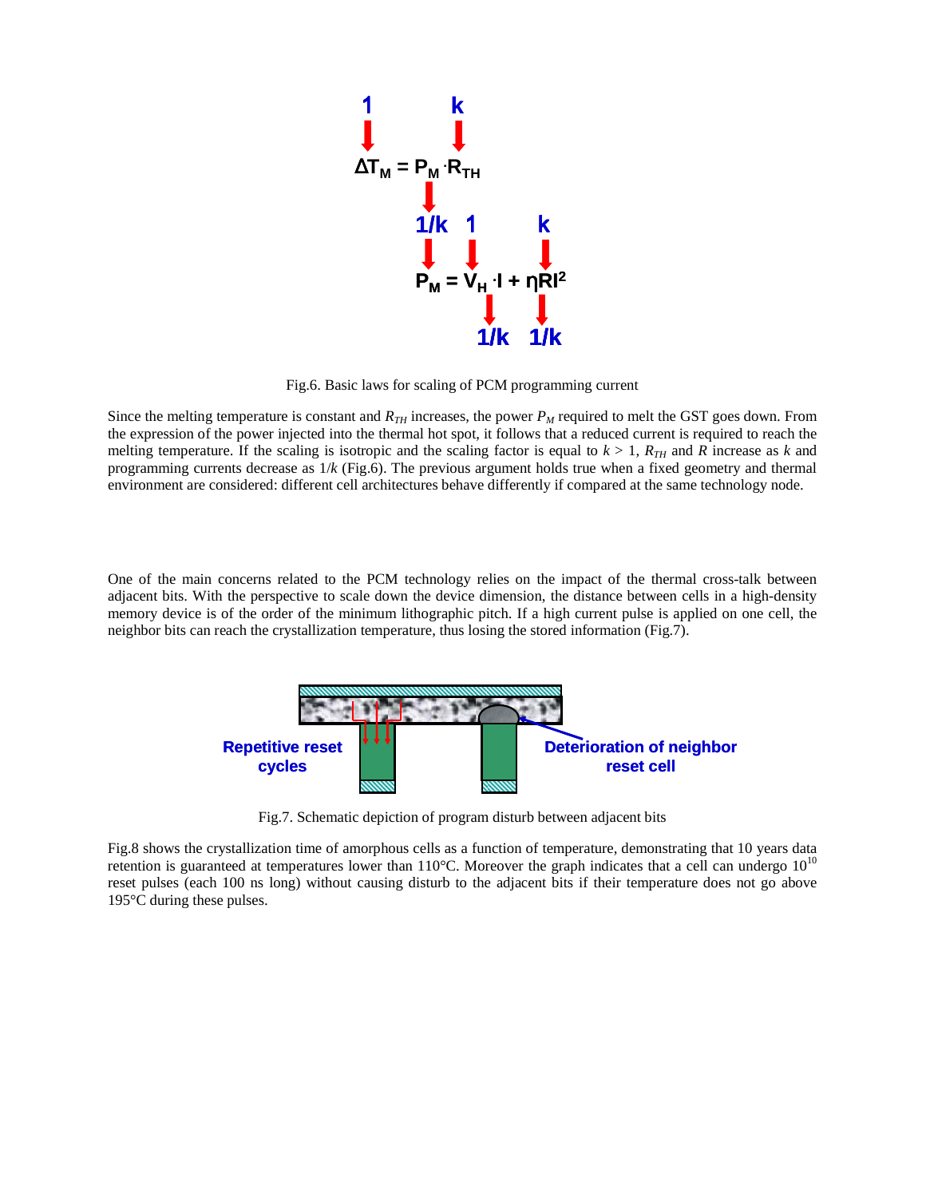Fig.6. Basic laws for scaling of PCM programming current

Since the melting temperature is constant and $R_{TH}$ increases, the power $P_M$ required to melt the GST goes down. From the expression of the power injected into the thermal hot spot, it follows that a reduced current is required to reach the melting temperature. If the scaling is isotropic and the scaling factor is equal to $k > 1$, $R_{TH}$ and $R$ increase as $k$ and programming currents decrease as $1/k$ (Fig.6). The previous argument holds true when a fixed geometry and thermal environment are considered: different cell architectures behave differently if compared at the same technology node.

One of the main concerns related to the PCM technology relies on the impact of the thermal cross-talk between adjacent bits. With the perspective to scale down the device dimension, the distance between cells in a high-density memory device is of the order of the minimum lithographic pitch. If a high current pulse is applied on one cell, the neighbor bits can reach the crystallization temperature, thus losing the stored information (Fig.7).

Fig.7. Schematic depiction of program disturb between adjacent bits

Fig.8 shows the crystallization time of amorphous cells as a function of temperature, demonstrating that 10 years data retention is guaranteed at temperatures lower than 110°C. Moreover the graph indicates that a cell can undergo $10^{10}$ reset pulses (each 100 ns long) without causing disturb to the adjacent bits if their temperature does not go above 195°C during these pulses.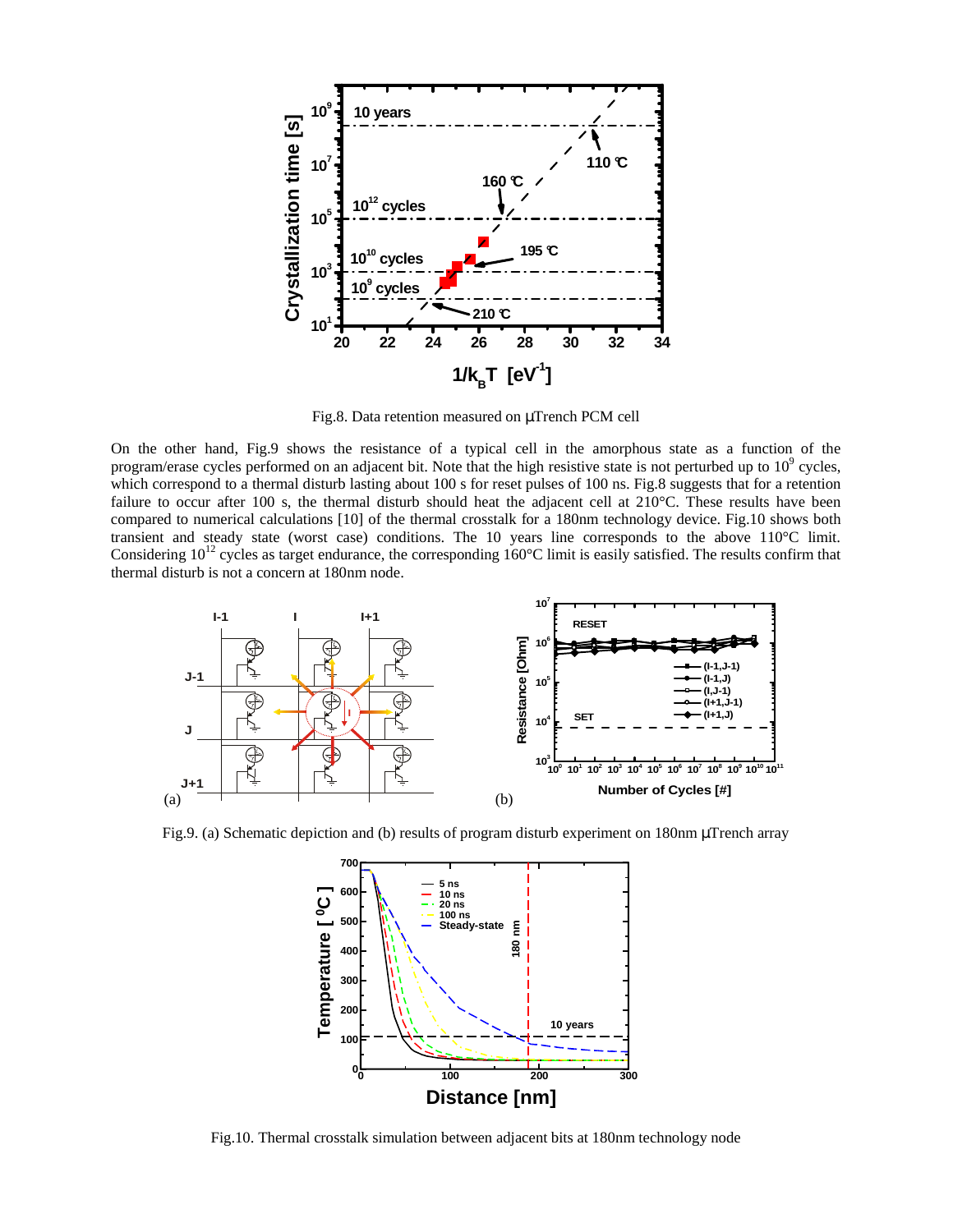Fig.8. Data retention measured on μTrench PCM cell

On the other hand, Fig.9 shows the resistance of a typical cell in the amorphous state as a function of the program/erase cycles performed on an adjacent bit. Note that the high resistive state is not perturbed up to $10^9$ cycles, which correspond to a thermal disturb lasting about 100 s for reset pulses of 100 ns. Fig.8 suggests that for a retention failure to occur after 100 s, the thermal disturb should heat the adjacent cell at 210°C. These results have been compared to numerical calculations [10] of the thermal crosstalk for a 180nm technology device. Fig.10 shows both transient and steady state (worst case) conditions. The 10 years line corresponds to the above 110°C limit. Considering $10^{12}$ cycles as target endurance, the corresponding 160°C limit is easily satisfied. The results confirm that thermal disturb is not a concern at 180nm node.

Fig.9. (a) Schematic depiction and (b) results of program disturb experiment on 180nm μTrench array

Fig.10. Thermal crosstalk simulation between adjacent bits at 180nm technology node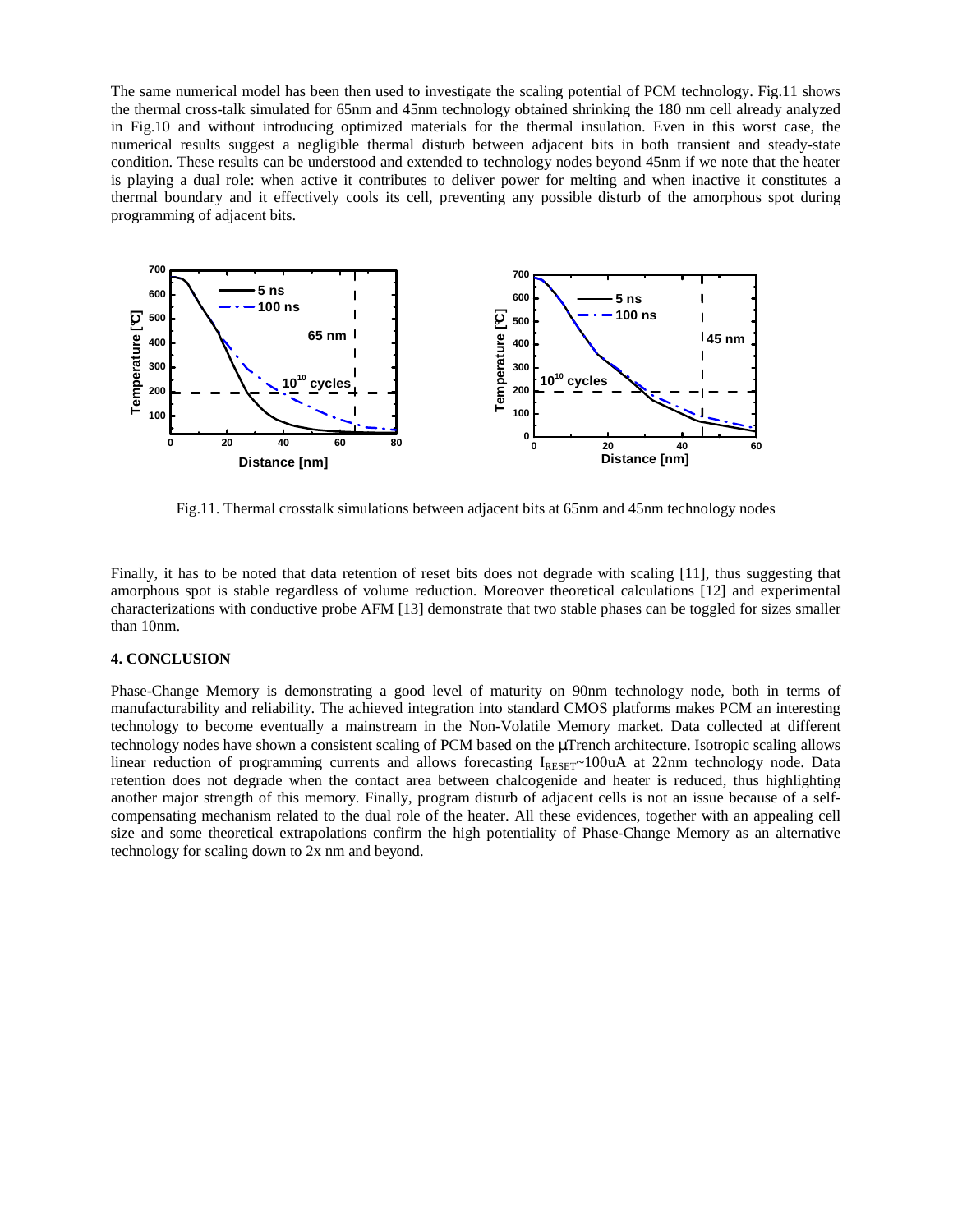The same numerical model has been then used to investigate the scaling potential of PCM technology. Fig.11 shows the thermal cross-talk simulated for 65nm and 45nm technology obtained shrinking the 180 nm cell already analyzed in Fig.10 and without introducing optimized materials for the thermal insulation. Even in this worst case, the numerical results suggest a negligible thermal disturb between adjacent bits in both transient and steady-state condition. These results can be understood and extended to technology nodes beyond 45nm if we note that the heater is playing a dual role: when active it contributes to deliver power for melting and when inactive it constitutes a thermal boundary and it effectively cools its cell, preventing any possible disturb of the amorphous spot during programming of adjacent bits.

Fig.11. Thermal crosstalk simulations between adjacent bits at 65nm and 45nm technology nodes

Finally, it has to be noted that data retention of reset bits does not degrade with scaling [11], thus suggesting that amorphous spot is stable regardless of volume reduction. Moreover theoretical calculations [12] and experimental characterizations with conductive probe AFM [13] demonstrate that two stable phases can be toggled for sizes smaller than 10nm.

## 4. CONCLUSION

Phase-Change Memory is demonstrating a good level of maturity on 90nm technology node, both in terms of manufacturability and reliability. The achieved integration into standard CMOS platforms makes PCM an interesting technology to become eventually a mainstream in the Non-Volatile Memory market. Data collected at different technology nodes have shown a consistent scaling of PCM based on the μTrench architecture. Isotropic scaling allows linear reduction of programming currents and allows forecasting $I_{RESET}$~100uA at 22nm technology node. Data retention does not degrade when the contact area between chalcogenide and heater is reduced, thus highlighting another major strength of this memory. Finally, program disturb of adjacent cells is not an issue because of a self-compensating mechanism related to the dual role of the heater. All these evidences, together with an appealing cell size and some theoretical extrapolations confirm the high potentiality of Phase-Change Memory as an alternative technology for scaling down to 2x nm and beyond.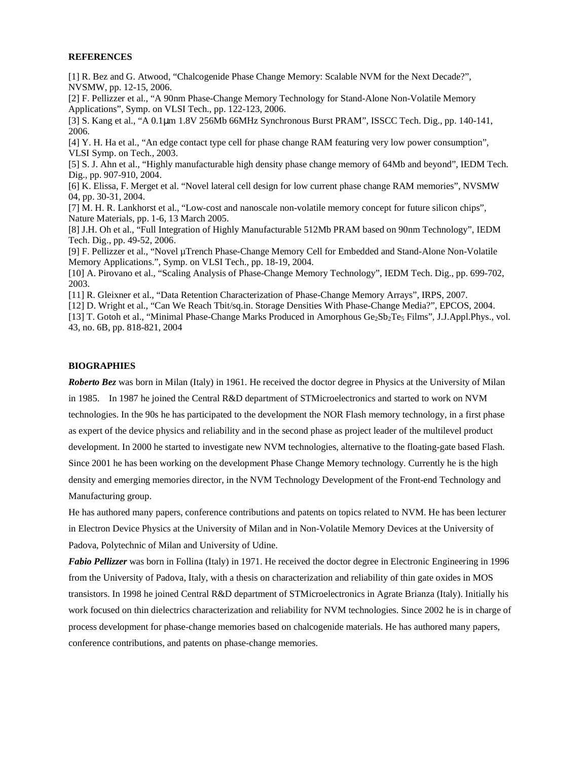## REFERENCES

[1] R. Bez and G. Atwood, "Chalcogenide Phase Change Memory: Scalable NVM for the Next Decade?", NVSMW, pp. 12-15, 2006.

[2] F. Pellizzer et al., "A 90nm Phase-Change Memory Technology for Stand-Alone Non-Volatile Memory Applications", Symp. on VLSI Tech., pp. 122-123, 2006.

[3] S. Kang et al., "A 0.1μm 1.8V 256Mb 66MHz Synchronous Burst PRAM", ISSCC Tech. Dig., pp. 140-141, 2006.

[4] Y. H. Ha et al., "An edge contact type cell for phase change RAM featuring very low power consumption", VLSI Symp. on Tech., 2003.

[5] S. J. Ahn et al., "Highly manufacturable high density phase change memory of 64Mb and beyond", IEDM Tech. Dig., pp. 907-910, 2004.

[6] K. Elissa, F. Merget et al. "Novel lateral cell design for low current phase change RAM memories", NVSMW 04, pp. 30-31, 2004.

[7] M. H. R. Lankhorst et al., "Low-cost and nanoscale non-volatile memory concept for future silicon chips", Nature Materials, pp. 1-6, 13 March 2005.

[8] J.H. Oh et al., "Full Integration of Highly Manufacturable 512Mb PRAM based on 90nm Technology", IEDM Tech. Dig., pp. 49-52, 2006.

[9] F. Pellizzer et al., "Novel μTrench Phase-Change Memory Cell for Embedded and Stand-Alone Non-Volatile Memory Applications.", Symp. on VLSI Tech., pp. 18-19, 2004.

[10] A. Pirovano et al., "Scaling Analysis of Phase-Change Memory Technology", IEDM Tech. Dig., pp. 699-702, 2003.

[11] R. Gleixner et al., "Data Retention Characterization of Phase-Change Memory Arrays", IRPS, 2007.

[12] D. Wright et al., "Can We Reach Tbit/sq.in. Storage Densities With Phase-Change Media?", EPCOS, 2004.

[13] T. Gotoh et al., "Minimal Phase-Change Marks Produced in Amorphous $Ge_2Sb_2Te_5$ Films", J.J.Appl.Phys., vol. 43, no. 6B, pp. 818-821, 2004

## BIOGRAPHIES

***Roberto Bez*** was born in Milan (Italy) in 1961. He received the doctor degree in Physics at the University of Milan in 1985. In 1987 he joined the Central R&D department of STMicroelectronics and started to work on NVM technologies. In the 90s he has participated to the development the NOR Flash memory technology, in a first phase as expert of the device physics and reliability and in the second phase as project leader of the multilevel product development. In 2000 he started to investigate new NVM technologies, alternative to the floating-gate based Flash. Since 2001 he has been working on the development Phase Change Memory technology. Currently he is the high density and emerging memories director, in the NVM Technology Development of the Front-end Technology and Manufacturing group.

He has authored many papers, conference contributions and patents on topics related to NVM. He has been lecturer in Electron Device Physics at the University of Milan and in Non-Volatile Memory Devices at the University of Padova, Polytechnic of Milan and University of Udine.

***Fabio Pellizzer*** was born in Follina (Italy) in 1971. He received the doctor degree in Electronic Engineering in 1996 from the University of Padova, Italy, with a thesis on characterization and reliability of thin gate oxides in MOS transistors. In 1998 he joined Central R&D department of STMicroelectronics in Agrate Brianza (Italy). Initially his work focused on thin dielectrics characterization and reliability for NVM technologies. Since 2002 he is in charge of process development for phase-change memories based on chalcogenide materials. He has authored many papers, conference contributions, and patents on phase-change memories.